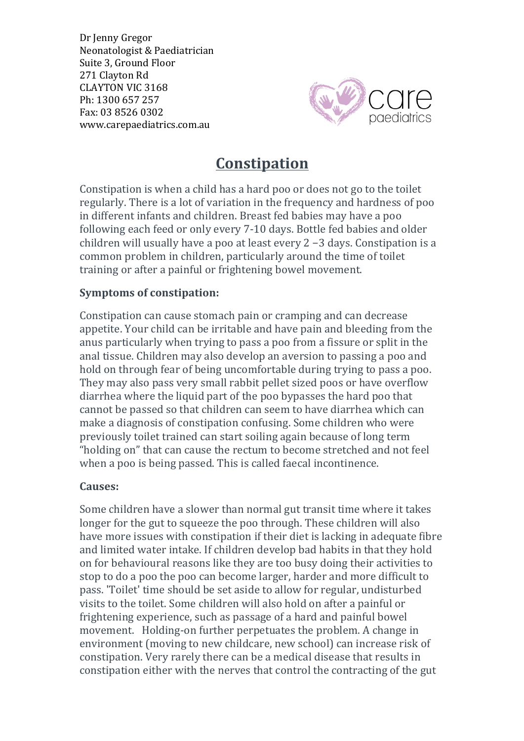Dr Jenny Gregor
Neonatologist & Paediatrician
Suite 3, Ground Floor
271 Clayton Rd
CLAYTON VIC 3168
Ph: 1300 657 257
Fax: 03 8526 0302
www.carepaediatrics.com.au

care paediatrics

# Constipation

Constipation is when a child has a hard poo or does not go to the toilet regularly. There is a lot of variation in the frequency and hardness of poo in different infants and children. Breast fed babies may have a poo following each feed or only every 7-10 days. Bottle fed babies and older children will usually have a poo at least every 2 –3 days. Constipation is a common problem in children, particularly around the time of toilet training or after a painful or frightening bowel movement.

**Symptoms of constipation:**

Constipation can cause stomach pain or cramping and can decrease appetite. Your child can be irritable and have pain and bleeding from the anus particularly when trying to pass a poo from a fissure or split in the anal tissue. Children may also develop an aversion to passing a poo and hold on through fear of being uncomfortable during trying to pass a poo. They may also pass very small rabbit pellet sized poos or have overflow diarrhea where the liquid part of the poo bypasses the hard poo that cannot be passed so that children can seem to have diarrhea which can make a diagnosis of constipation confusing. Some children who were previously toilet trained can start soiling again because of long term "holding on" that can cause the rectum to become stretched and not feel when a poo is being passed. This is called faecal incontinence.

**Causes:**

Some children have a slower than normal gut transit time where it takes longer for the gut to squeeze the poo through. These children will also have more issues with constipation if their diet is lacking in adequate fibre and limited water intake. If children develop bad habits in that they hold on for behavioural reasons like they are too busy doing their activities to stop to do a poo the poo can become larger, harder and more difficult to pass. 'Toilet' time should be set aside to allow for regular, undisturbed visits to the toilet. Some children will also hold on after a painful or frightening experience, such as passage of a hard and painful bowel movement. Holding-on further perpetuates the problem. A change in environment (moving to new childcare, new school) can increase risk of constipation. Very rarely there can be a medical disease that results in constipation either with the nerves that control the contracting of the gut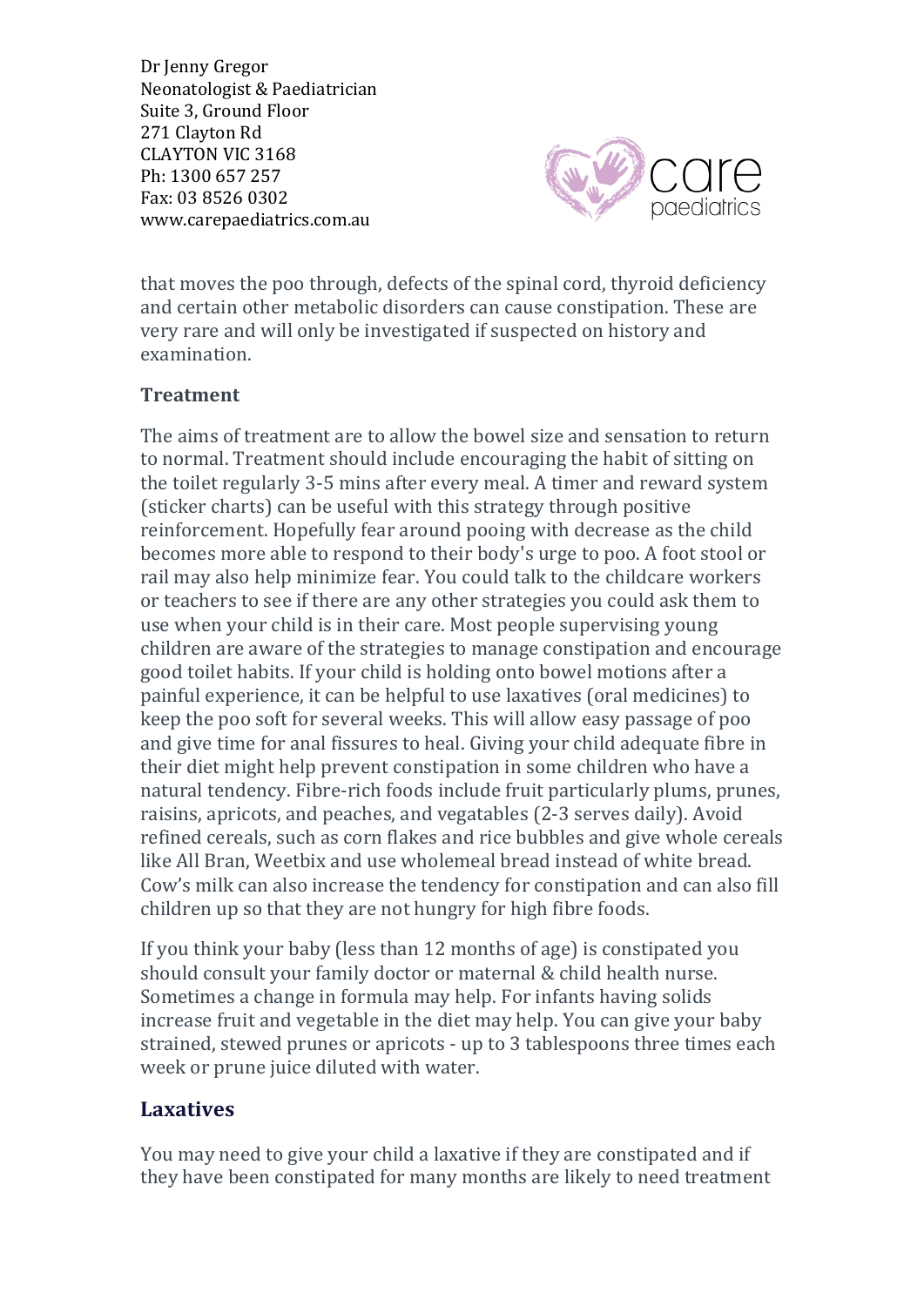that moves the poo through, defects of the spinal cord, thyroid deficiency and certain other metabolic disorders can cause constipation. These are very rare and will only be investigated if suspected on history and examination.

### Treatment

The aims of treatment are to allow the bowel size and sensation to return to normal. Treatment should include encouraging the habit of sitting on the toilet regularly 3-5 mins after every meal. A timer and reward system (sticker charts) can be useful with this strategy through positive reinforcement. Hopefully fear around pooing with decrease as the child becomes more able to respond to their body's urge to poo. A foot stool or rail may also help minimize fear. You could talk to the childcare workers or teachers to see if there are any other strategies you could ask them to use when your child is in their care. Most people supervising young children are aware of the strategies to manage constipation and encourage good toilet habits. If your child is holding onto bowel motions after a painful experience, it can be helpful to use laxatives (oral medicines) to keep the poo soft for several weeks. This will allow easy passage of poo and give time for anal fissures to heal. Giving your child adequate fibre in their diet might help prevent constipation in some children who have a natural tendency. Fibre-rich foods include fruit particularly plums, prunes, raisins, apricots, and peaches, and vegatables (2-3 serves daily). Avoid refined cereals, such as corn flakes and rice bubbles and give whole cereals like All Bran, Weetbix and use wholemeal bread instead of white bread. Cow's milk can also increase the tendency for constipation and can also fill children up so that they are not hungry for high fibre foods.

If you think your baby (less than 12 months of age) is constipated you should consult your family doctor or maternal & child health nurse. Sometimes a change in formula may help. For infants having solids increase fruit and vegetable in the diet may help. You can give your baby strained, stewed prunes or apricots - up to 3 tablespoons three times each week or prune juice diluted with water.

## Laxatives

You may need to give your child a laxative if they are constipated and if they have been constipated for many months are likely to need treatment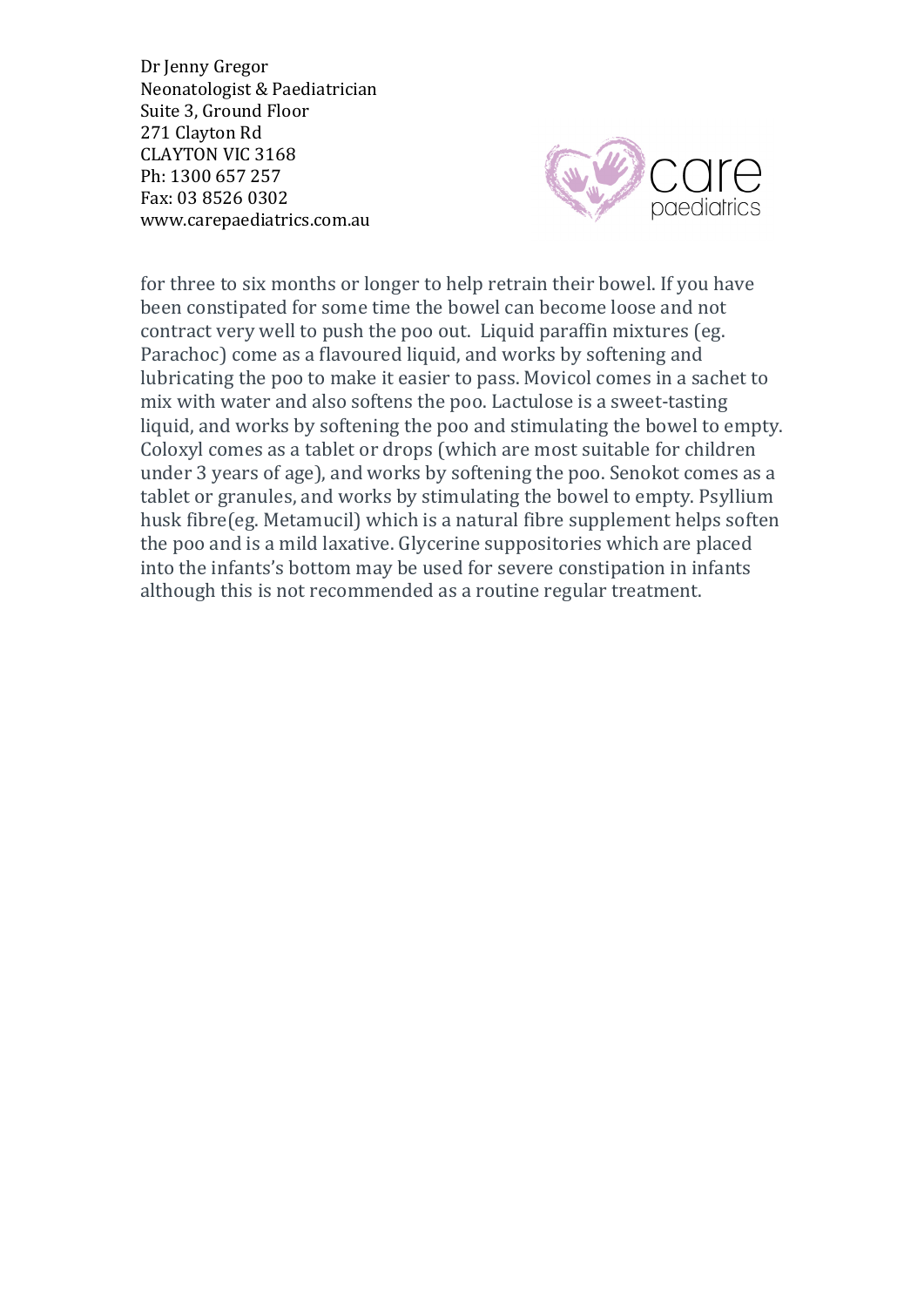for three to six months or longer to help retrain their bowel. If you have been constipated for some time the bowel can become loose and not contract very well to push the poo out. Liquid paraffin mixtures (eg. Parachoc) come as a flavoured liquid, and works by softening and lubricating the poo to make it easier to pass. Movicol comes in a sachet to mix with water and also softens the poo. Lactulose is a sweet-tasting liquid, and works by softening the poo and stimulating the bowel to empty. Coloxyl comes as a tablet or drops (which are most suitable for children under 3 years of age), and works by softening the poo. Senokot comes as a tablet or granules, and works by stimulating the bowel to empty. Psyllium husk fibre(eg. Metamucil) which is a natural fibre supplement helps soften the poo and is a mild laxative. Glycerine suppositories which are placed into the infants's bottom may be used for severe constipation in infants although this is not recommended as a routine regular treatment.